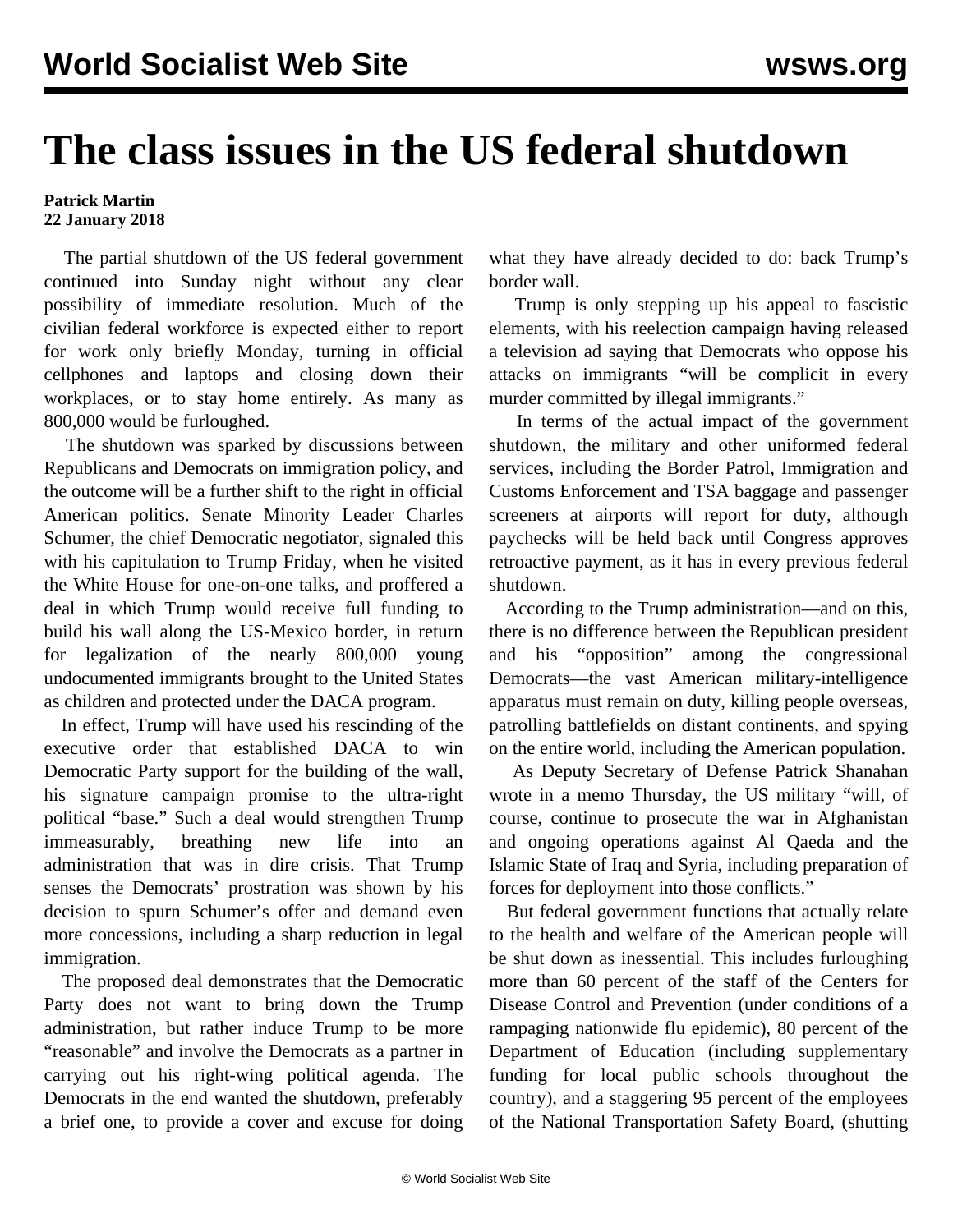# The class issues in the US federal shutdown

**Patrick Martin**
**22 January 2018**

The partial shutdown of the US federal government continued into Sunday night without any clear possibility of immediate resolution. Much of the civilian federal workforce is expected either to report for work only briefly Monday, turning in official cellphones and laptops and closing down their workplaces, or to stay home entirely. As many as 800,000 would be furloughed.

The shutdown was sparked by discussions between Republicans and Democrats on immigration policy, and the outcome will be a further shift to the right in official American politics. Senate Minority Leader Charles Schumer, the chief Democratic negotiator, signaled this with his capitulation to Trump Friday, when he visited the White House for one-on-one talks, and proffered a deal in which Trump would receive full funding to build his wall along the US-Mexico border, in return for legalization of the nearly 800,000 young undocumented immigrants brought to the United States as children and protected under the DACA program.

In effect, Trump will have used his rescinding of the executive order that established DACA to win Democratic Party support for the building of the wall, his signature campaign promise to the ultra-right political "base." Such a deal would strengthen Trump immeasurably, breathing new life into an administration that was in dire crisis. That Trump senses the Democrats' prostration was shown by his decision to spurn Schumer's offer and demand even more concessions, including a sharp reduction in legal immigration.

The proposed deal demonstrates that the Democratic Party does not want to bring down the Trump administration, but rather induce Trump to be more "reasonable" and involve the Democrats as a partner in carrying out his right-wing political agenda. The Democrats in the end wanted the shutdown, preferably a brief one, to provide a cover and excuse for doing what they have already decided to do: back Trump's border wall.

Trump is only stepping up his appeal to fascistic elements, with his reelection campaign having released a television ad saying that Democrats who oppose his attacks on immigrants "will be complicit in every murder committed by illegal immigrants."

In terms of the actual impact of the government shutdown, the military and other uniformed federal services, including the Border Patrol, Immigration and Customs Enforcement and TSA baggage and passenger screeners at airports will report for duty, although paychecks will be held back until Congress approves retroactive payment, as it has in every previous federal shutdown.

According to the Trump administration—and on this, there is no difference between the Republican president and his "opposition" among the congressional Democrats—the vast American military-intelligence apparatus must remain on duty, killing people overseas, patrolling battlefields on distant continents, and spying on the entire world, including the American population.

As Deputy Secretary of Defense Patrick Shanahan wrote in a memo Thursday, the US military "will, of course, continue to prosecute the war in Afghanistan and ongoing operations against Al Qaeda and the Islamic State of Iraq and Syria, including preparation of forces for deployment into those conflicts."

But federal government functions that actually relate to the health and welfare of the American people will be shut down as inessential. This includes furloughing more than 60 percent of the staff of the Centers for Disease Control and Prevention (under conditions of a rampaging nationwide flu epidemic), 80 percent of the Department of Education (including supplementary funding for local public schools throughout the country), and a staggering 95 percent of the employees of the National Transportation Safety Board, (shutting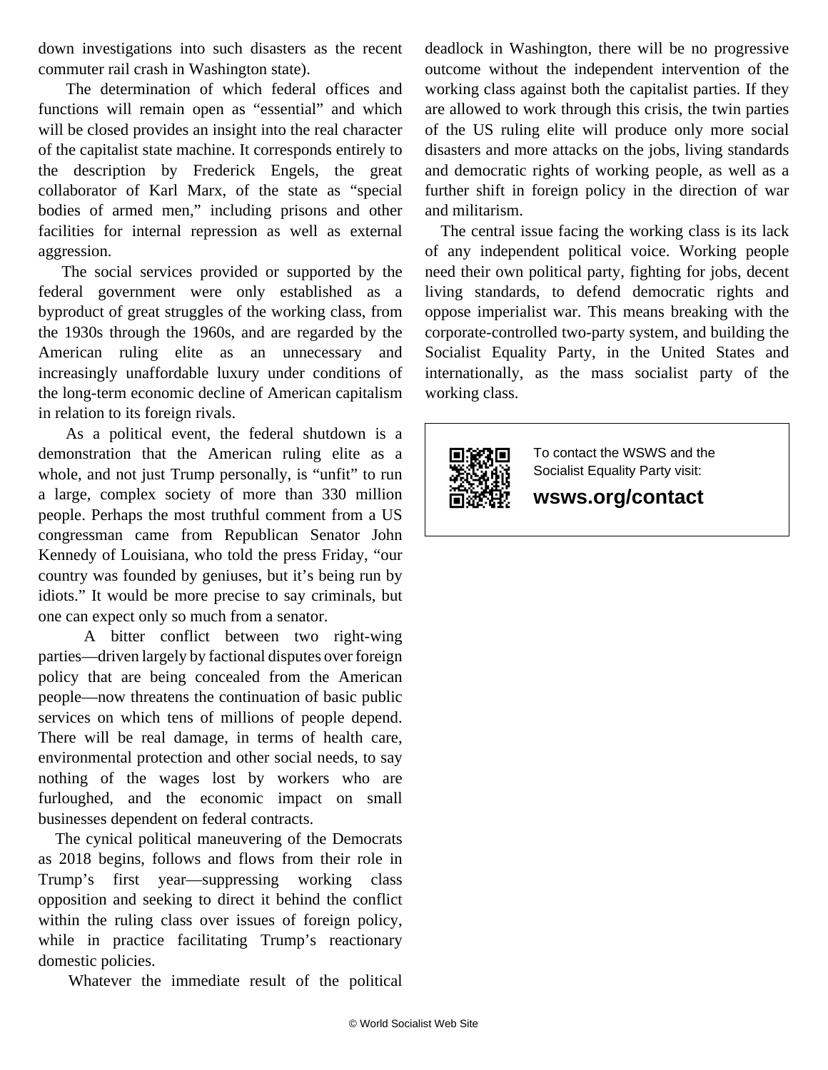down investigations into such disasters as the recent commuter rail crash in Washington state).

The determination of which federal offices and functions will remain open as "essential" and which will be closed provides an insight into the real character of the capitalist state machine. It corresponds entirely to the description by Frederick Engels, the great collaborator of Karl Marx, of the state as "special bodies of armed men," including prisons and other facilities for internal repression as well as external aggression.

The social services provided or supported by the federal government were only established as a byproduct of great struggles of the working class, from the 1930s through the 1960s, and are regarded by the American ruling elite as an unnecessary and increasingly unaffordable luxury under conditions of the long-term economic decline of American capitalism in relation to its foreign rivals.

As a political event, the federal shutdown is a demonstration that the American ruling elite as a whole, and not just Trump personally, is "unfit" to run a large, complex society of more than 330 million people. Perhaps the most truthful comment from a US congressman came from Republican Senator John Kennedy of Louisiana, who told the press Friday, "our country was founded by geniuses, but it's being run by idiots." It would be more precise to say criminals, but one can expect only so much from a senator.

A bitter conflict between two right-wing parties—driven largely by factional disputes over foreign policy that are being concealed from the American people—now threatens the continuation of basic public services on which tens of millions of people depend. There will be real damage, in terms of health care, environmental protection and other social needs, to say nothing of the wages lost by workers who are furloughed, and the economic impact on small businesses dependent on federal contracts.

The cynical political maneuvering of the Democrats as 2018 begins, follows and flows from their role in Trump's first year—suppressing working class opposition and seeking to direct it behind the conflict within the ruling class over issues of foreign policy, while in practice facilitating Trump's reactionary domestic policies.

Whatever the immediate result of the political deadlock in Washington, there will be no progressive outcome without the independent intervention of the working class against both the capitalist parties. If they are allowed to work through this crisis, the twin parties of the US ruling elite will produce only more social disasters and more attacks on the jobs, living standards and democratic rights of working people, as well as a further shift in foreign policy in the direction of war and militarism.

The central issue facing the working class is its lack of any independent political voice. Working people need their own political party, fighting for jobs, decent living standards, to defend democratic rights and oppose imperialist war. This means breaking with the corporate-controlled two-party system, and building the Socialist Equality Party, in the United States and internationally, as the mass socialist party of the working class.

To contact the WSWS and the Socialist Equality Party visit:

**wsws.org/contact**